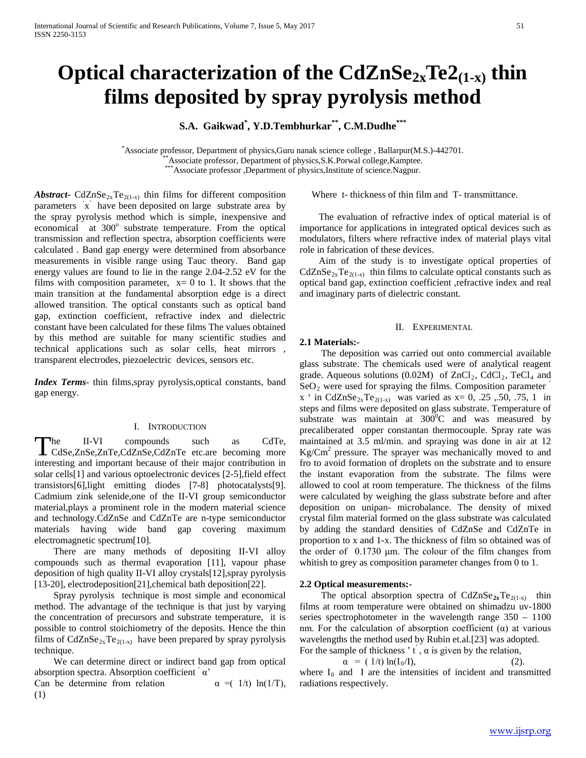# Optical characterization of the $CdZnSe_{2x}Te2_{(1-x)}$ thin films deposited by spray pyrolysis method

**S.A. Gaikwad[*], Y.D.Tembhurkar[**], C.M.Dudhe[***]**

[*]Associate professor, Department of physics,Guru nanak science college , Ballarpur(M.S.)-442701.
[**]Associate professor, Department of physics,S.K.Porwal college,Kamptee.
[***]Associate professor ,Department of physics,Institute of science.Nagpur.

***Abstract***- $CdZnSe_{2x}Te_{2(1-x)}$ thin films for different composition parameters 'x' have been deposited on large substrate area by the spray pyrolysis method which is simple, inexpensive and economical at $300^o$ substrate temperature. From the optical transmission and reflection spectra, absorption coefficients were calculated . Band gap energy were determined from absorbance measurements in visible range using Tauc theory. Band gap energy values are found to lie in the range 2.04-2.52 eV for the films with composition parameter, x= 0 to 1. It shows that the main transition at the fundamental absorption edge is a direct allowed transition. The optical constants such as optical band gap, extinction coefficient, refractive index and dielectric constant have been calculated for these films The values obtained by this method are suitable for many scientific studies and technical applications such as solar cells, heat mirrors , transparent electrodes, piezoelectric devices, sensors etc.

***Index Terms***- thin films,spray pyrolysis,optical constants, band gap energy.

## I. Introduction

The II-VI compounds such as CdTe, CdSe,ZnSe,ZnTe,CdZnSe,CdZnTe etc.are becoming more interesting and important because of their major contribution in solar cells[1] and various optoelectronic devices [2-5],field effect transistors[6],light emitting diodes [7-8] photocatalysts[9]. Cadmium zink selenide,one of the II-VI group semiconductor material,plays a prominent role in the modern material science and technology.CdZnSe and CdZnTe are n-type semiconductor materials having wide band gap covering maximum electromagnetic spectrum[10].

There are many methods of depositing II-VI alloy compounds such as thermal evaporation [11], vapour phase deposition of high quality II-VI alloy crystals[12],spray pyrolysis [13-20], electrodeposition[21],chemical bath deposition[22].

Spray pyrolysis technique is most simple and economical method. The advantage of the technique is that just by varying the concentration of precursors and substrate temperature, it is possible to control stoichiometry of the deposits. Hence the thin films of $CdZnSe_{2x}Te_{2(1-x)}$ have been prepared by spray pyrolysis technique.

We can determine direct or indirect band gap from optical absorption spectra. Absorption coefficient 'α'

Can be determine from relation $\alpha = (1/t)\ \ln(1/T)$, (1)

Where t- thickness of thin film and T- transmittance.

The evaluation of refractive index of optical material is of importance for applications in integrated optical devices such as modulators, filters where refractive index of material plays vital role in fabrication of these devices.

Aim of the study is to investigate optical properties of $CdZnSe_{2x}Te_{2(1-x)}$ thin films to calculate optical constants such as optical band gap, extinction coefficient ,refractive index and real and imaginary parts of dielectric constant.

## II. Experimental

### 2.1 Materials:-

The deposition was carried out onto commercial available glass substrate. The chemicals used were of analytical reagent grade. Aqueous solutions (0.02M) of $ZnCl_2$, $CdCl_2$, $TeCl_4$ and $SeO_2$ were used for spraying the films. Composition parameter ' x ' in $CdZnSe_{2x}Te_{2(1-x)}$ was varied as x= 0, .25 ,.50, .75, 1 in steps and films were deposited on glass substrate. Temperature of substrate was maintain at $300^0C$ and was measured by precaliberated opper constantan thermocouple. Spray rate was maintained at 3.5 ml/min. and spraying was done in air at 12 $Kg/Cm^2$ pressure. The sprayer was mechanically moved to and fro to avoid formation of droplets on the substrate and to ensure the instant evaporation from the substrate. The films were allowed to cool at room temperature. The thickness of the films were calculated by weighing the glass substrate before and after deposition on unipan- microbalance. The density of mixed crystal film material formed on the glass substrate was calculated by adding the standard densities of CdZnSe and CdZnTe in proportion to x and 1-x. The thickness of film so obtained was of the order of 0.1730 μm. The colour of the film changes from whitish to grey as composition parameter changes from 0 to 1.

### 2.2 Optical measurements:-

The optical absorption spectra of $CdZnSe_{2x}Te_{2(1-x)}$ thin films at room temperature were obtained on shimadzu uv-1800 series spectrophotometer in the wavelength range 350 – 1100 nm. For the calculation of absorption coefficient (α) at various wavelengths the method used by Rubin et.al.[23] was adopted. For the sample of thickness ' t ', α is given by the relation,

$$\alpha = (1/t)\ \ln(I_0/I), \qquad (2).$$

where $I_0$ and I are the intensities of incident and transmitted radiations respectively.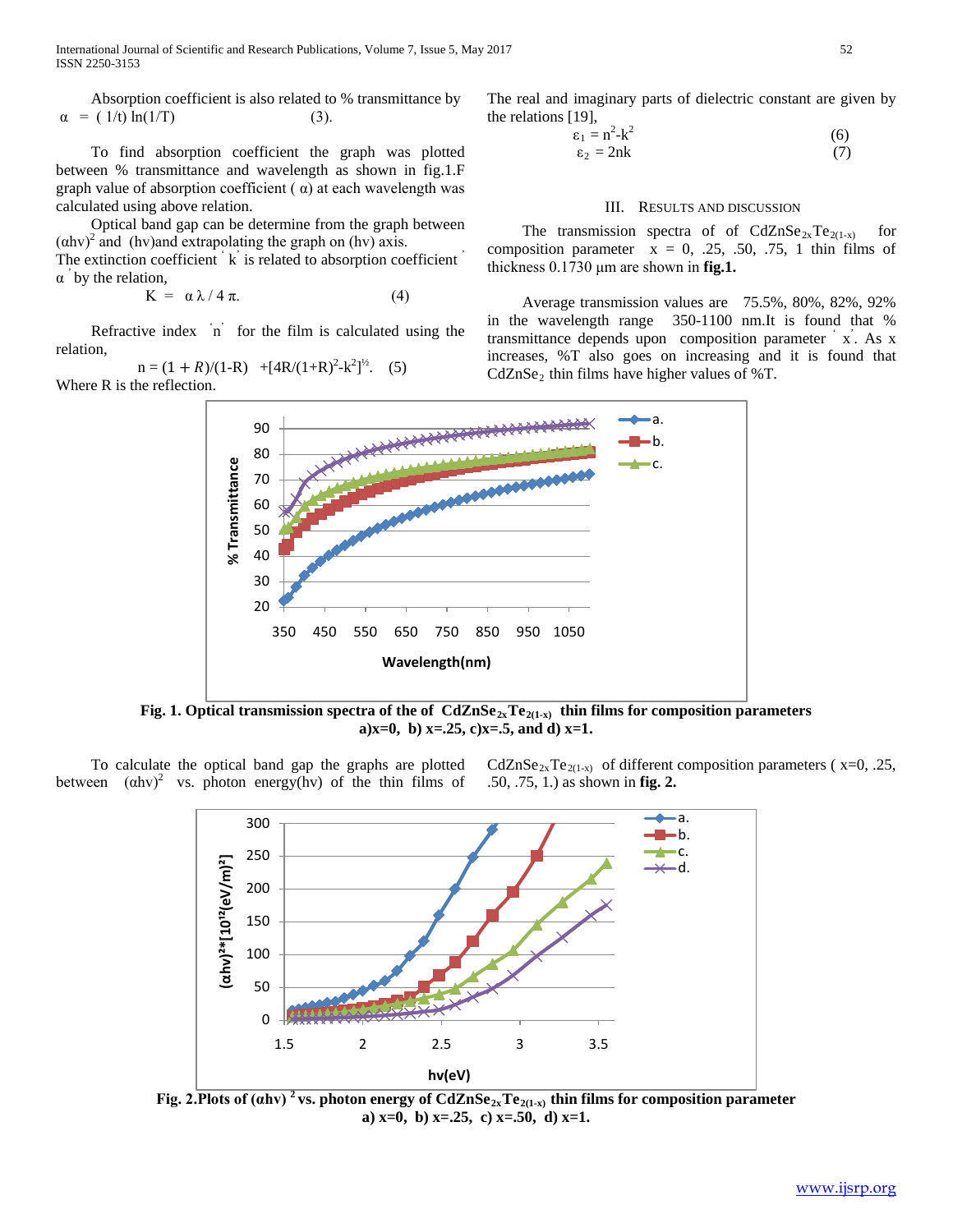Absorption coefficient is also related to % transmittance by $\alpha = (1/t) \ln(1/T)$ (3).

To find absorption coefficient the graph was plotted between % transmittance and wavelength as shown in fig.1.F graph value of absorption coefficient ( $\alpha$) at each wavelength was calculated using above relation.

Optical band gap can be determine from the graph between $(\alpha h\nu)^2$ and (hν)and extrapolating the graph on (hν) axis. The extinction coefficient 'k' is related to absorption coefficient 'α' by the relation,

$$K = \alpha \lambda / 4\pi. \quad (4)$$

Refractive index 'n' for the film is calculated using the relation,

$$n = (1 + R)/(1-R) \quad +[4R/(1+R)^2-k^2]^{½}. \quad (5)$$

Where R is the reflection.

The real and imaginary parts of dielectric constant are given by the relations [19],

$$\varepsilon_1 = n^2-k^2 \quad (6)$$

$$\varepsilon_2 = 2nk \quad (7)$$

## III. Results and Discussion

The transmission spectra of of $CdZnSe_{2x}Te_{2(1-x)}$ for composition parameter x = 0, .25, .50, .75, 1 thin films of thickness 0.1730 µm are shown in **fig.1.**

Average transmission values are 75.5%, 80%, 82%, 92% in the wavelength range 350-1100 nm.It is found that % transmittance depends upon composition parameter 'x'. As x increases, %T also goes on increasing and it is found that $CdZnSe_2$ thin films have higher values of %T.

% Transmittance

20
30
40
50
60
70
80
90

350 450 550 650 750 850 950 1050

Wavelength(nm)

a.
b.
c.

**Fig. 1. Optical transmission spectra of the of $CdZnSe_{2x}Te_{2(1-x)}$ thin films for composition parameters a)x=0, b) x=.25, c)x=.5, and d) x=1.**

To calculate the optical band gap the graphs are plotted between $(\alpha h\nu)^2$ vs. photon energy(hν) of the thin films of $CdZnSe_{2x}Te_{2(1-x)}$ of different composition parameters ( x=0, .25, .50, .75, 1.) as shown in **fig. 2.**

(αhν)²*[10¹²(eV/m)²]

0
50
100
150
200
250
300

1.5 2 2.5 3 3.5

hν(eV)

a.
b.
c.
d.

**Fig. 2.Plots of $(\alpha h\nu)^2$ vs. photon energy of $CdZnSe_{2x}Te_{2(1-x)}$ thin films for composition parameter a) x=0, b) x=.25, c) x=.50, d) x=1.**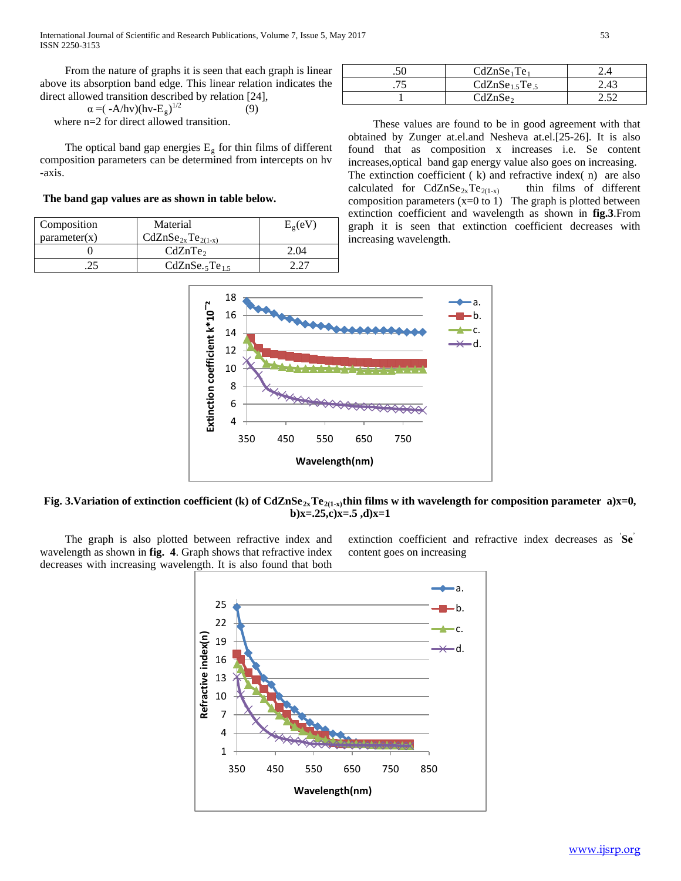From the nature of graphs it is seen that each graph is linear above its absorption band edge. This linear relation indicates the direct allowed transition described by relation [24],

$$\alpha = (-A/h\nu)(h\nu - E_g)^{1/2} \qquad (9)$$

where n=2 for direct allowed transition.

The optical band gap energies $E_g$ for thin films of different composition parameters can be determined from intercepts on hν -axis.

**The band gap values are as shown in table below.**

| Composition parameter(x) | Material $CdZnSe_{2x}Te_{2(1-x)}$ | $E_g$(eV) |
|---|---|---|
| 0 | $CdZnTe_2$ | 2.04 |
| .25 | $CdZnSe_{.5}Te_{1.5}$ | 2.27 |
| .50 | $CdZnSe_1Te_1$ | 2.4 |
| .75 | $CdZnSe_{1.5}Te_{.5}$ | 2.43 |
| 1 | $CdZnSe_2$ | 2.52 |

These values are found to be in good agreement with that obtained by Zunger at.el.and Nesheva at.el.[25-26]. It is also found that as composition x increases i.e. Se content increases,optical band gap energy value also goes on increasing. The extinction coefficient ( k) and refractive index( n) are also calculated for $CdZnSe_{2x}Te_{2(1-x)}$ thin films of different composition parameters (x=0 to 1) The graph is plotted between extinction coefficient and wavelength as shown in **fig.3**.From graph it is seen that extinction coefficient decreases with increasing wavelength.

**Fig. 3.Variation of extinction coefficient (k) of $CdZnSe_{2x}Te_{2(1-x)}$ thin films w ith wavelength for composition parameter a)x=0, b)x=.25,c)x=.5 ,d)x=1**

The graph is also plotted between refractive index and wavelength as shown in **fig. 4**. Graph shows that refractive index decreases with increasing wavelength. It is also found that both extinction coefficient and refractive index decreases as '**Se**' content goes on increasing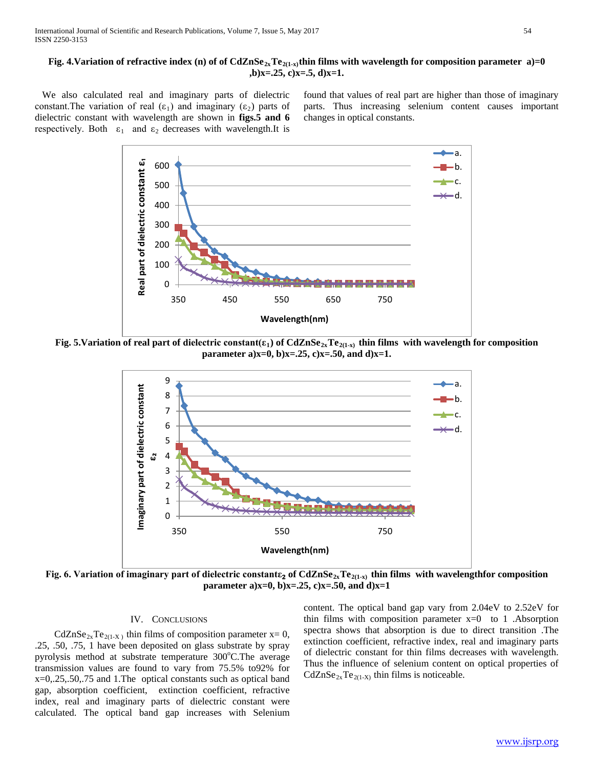**Fig. 4.Variation of refractive index (n) of of $CdZnSe_{2x}Te_{2(1-x)}$ thin films with wavelength for composition parameter a)=0 ,b)x=.25, c)x=.5, d)x=1.**

We also calculated real and imaginary parts of dielectric constant.The variation of real ($\varepsilon_1$) and imaginary ($\varepsilon_2$) parts of dielectric constant with wavelength are shown in **figs.5 and 6** respectively. Both $\varepsilon_1$ and $\varepsilon_2$ decreases with wavelength.It is found that values of real part are higher than those of imaginary parts. Thus increasing selenium content causes important changes in optical constants.

Real part of dielectric constant ε₁

600
500
400
300
200
100
0

350 450 550 650 750

Wavelength(nm)

a.
b.
c.
d.

**Fig. 5.Variation of real part of dielectric constant($\varepsilon_1$) of $CdZnSe_{2x}Te_{2(1-x)}$ thin films with wavelength for composition parameter a)x=0, b)x=.25, c)x=.50, and d)x=1.**

Imaginary part of dielectric constant ε₂

9
8
7
6
5
4
3
2
1
0

350 550 750

Wavelength(nm)

a.
b.
c.
d.

**Fig. 6. Variation of imaginary part of dielectric constant$\varepsilon_2$ of $CdZnSe_{2x}Te_{2(1-x)}$ thin films with wavelengthfor composition parameter a)x=0, b)x=.25, c)x=.50, and d)x=1**

## IV. Conclusions

$CdZnSe_{2x}Te_{2(1-X)}$ thin films of composition parameter x= 0, .25, .50, .75, 1 have been deposited on glass substrate by spray pyrolysis method at substrate temperature 300°C.The average transmission values are found to vary from 75.5% to92% for x=0,.25,.50,.75 and 1.The optical constants such as optical band gap, absorption coefficient, extinction coefficient, refractive index, real and imaginary parts of dielectric constant were calculated. The optical band gap increases with Selenium content. The optical band gap vary from 2.04eV to 2.52eV for thin films with composition parameter x=0 to 1 .Absorption spectra shows that absorption is due to direct transition .The extinction coefficient, refractive index, real and imaginary parts of dielectric constant for thin films decreases with wavelength. Thus the influence of selenium content on optical properties of $CdZnSe_{2x}Te_{2(1-X)}$ thin films is noticeable.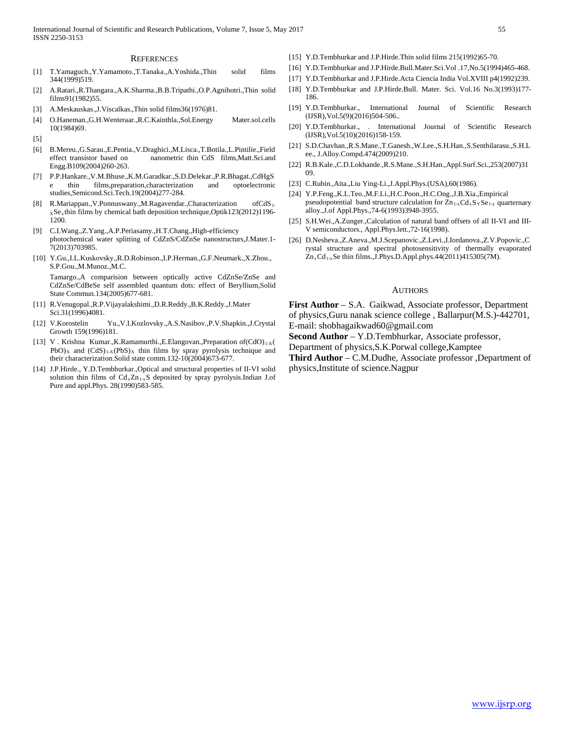## REFERENCES

[1] T.Yamaguch.,Y.Yamamoto.,T.Tanaka.,A.Yoshida.,Thin solid films 344(1999)519.

[2] A.Ratari.,R.Thangara.,A.K.Sharma.,B.B.Tripathi.,O.P.Agnihotri.,Thin solid films91(1982)55.

[3] A.Meskauskas.,J.Viscalkas.,Thin solid films36(1976)81.

[4] O.Haneman.,G.H.Wenteraar.,R.C.Kainthla.,Sol.Energy Mater.sol.cells 10(1984)69.

[5]

[6] B.Mereu.,G.Sarau.,E.Pentia.,V.Draghici.,M.Lisca.,T.Botila.,L.Pintilie.,Field effect transistor based on nanometric thin CdS films,Matt.Sci.and Engg.B109(2004)260-263.

[7] P.P.Hankare.,V.M.Bhuse.,K.M.Garadkar.,S.D.Delekar.,P.R.Bhagat.,CdHgSe thin films,preparation,characterization and optoelectronic studies,Semicond.Sci.Tech.19(2004)277-284.

[8] R.Mariappan.,V.Ponnuswany.,M.Ragavendar.,Characterization of $CdS_{1-X}Se_x$ thin films by chemical bath deposition technique,Optik123(2012)1196-1200.

[9] C.I.Wang.,Z.Yang.,A.P.Periasamy.,H.T.Chang.,High-efficiency photochemical water splitting of CdZnS/CdZnSe nanostructurs,J.Mater.1-7(2013)703985.

[10] Y.Gu.,I.L.Kuskovsky.,R.D.Robinson.,I.P.Herman.,G.F.Neumark.,X.Zhou., S.P.Gou.,M.Munoz.,M.C.

Tamargo.,A comparision between optically active CdZnSe/ZnSe and CdZnSe/CdBeSe self assembled quantum dots: effect of Beryllium,Solid State Commun.134(2005)677-681.

[11] R.Venugopal.,R.P.Vijayalakshimi.,D.R.Reddy.,B.K.Reddy.,J.Mater Sci.31(1996)4081.

[12] V.Korostelin Yu.,V.I.Kozlovsky.,A.S.Nasibov.,P.V.Shapkin.,J.Crystal Growth 159(1996)181.

[13] V . Krishna Kumar.,K.Ramamurthi.,E.Elangovan.,Preparation of$(CdO)_{1-X}(PbO)_X$ and $(CdS)_{1-X}(PbS)_X$ thin films by spray pyrolysis technique and their characterization.Solid state comm.132-10(2004)673-677.

[14] J.P.Hirde., Y.D.Tembhurkar.,Optical and structural properties of II-VI solid solution thin films of $Cd_xZn_{1-x}S$ deposited by spray pyrolysis.Indian J.of Pure and appl.Phys. 28(1990)583-585.

[15] Y.D.Tembhurkar and J.P.Hirde.Thin solid films 215(1992)65-70.

[16] Y.D.Tembhurkar and J.P.Hirde.Bull.Mater.Sci.Vol .17,No.5(1994)465-468.

[17] Y.D.Tembhurkar and J.P.Hirde.Acta Ciencia India Vol.XVIII p4(1992)239.

[18] Y.D.Tembhurkar and J.P.Hirde.Bull. Mater. Sci. Vol.16 No.3(1993)177-186.

[19] Y.D.Tembhurkar., International Journal of Scientific Research (IJSR),Vol.5(9)(2016)504-506..

[20] Y.D.Tembhurkar., . International Journal of Scientific Research (IJSR),Vol.5(10)(2016)158-159.

[21] S.D.Chavhan.,R.S.Mane.,T.Ganesh.,W.Lee.,S.H.Han.,S.Senthilarasu.,S.H.Lee., J.Alloy.Compd.474(2009)210.

[22] R.B.Kale.,C.D.Lokhande.,R.S.Mane.,S.H.Han.,Appl.Surf.Sci.,253(2007)3109.

[23] C.Rubin.,Aita.,Liu Ying-Li.,J.Appl.Phys.(USA),60(1986).

[24] Y.P.Feng.,K.L.Teo.,M.F.Li.,H.C.Poon.,H.C.Ong.,J.B.Xia.,Empirical pseudopotential band structure calculation for $Zn_{1-x}Cd_xS_YSe_{1-y}$ quarternary alloy.,J.of Appl.Phys.,74-6(1993)3948-3955.

[25] S.H.Wei.,A.Zunger.,Calculation of natural band offsets of all II-VI and III-V semiconductors., Appl.Phys.lett.,72-16(1998).

[26] D.Nesheva.,Z.Aneva.,M.J.Scepanovic.,Z.Levi.,I.Iordanova.,Z.V.Popovic.,Crystal structure and spectral photosensitivity of thermally evaporated $Zn_xCd_{1-x}Se$ thin films.,J.Phys.D.Appl.phys.44(2011)415305(7M).

## AUTHORS

**First Author** – S.A. Gaikwad, Associate professor, Department of physics,Guru nanak science college , Ballarpur(M.S.)-442701, E-mail: shobhagaikwad60@gmail.com

**Second Author** – Y.D.Tembhurkar, Associate professor, Department of physics,S.K.Porwal college,Kamptee

**Third Author** – C.M.Dudhe, Associate professor ,Department of physics,Institute of science.Nagpur